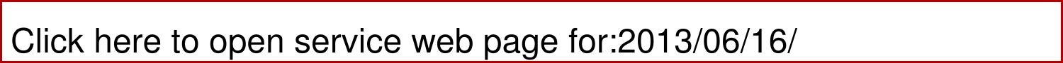Click here to open service web page for:2013/06/16/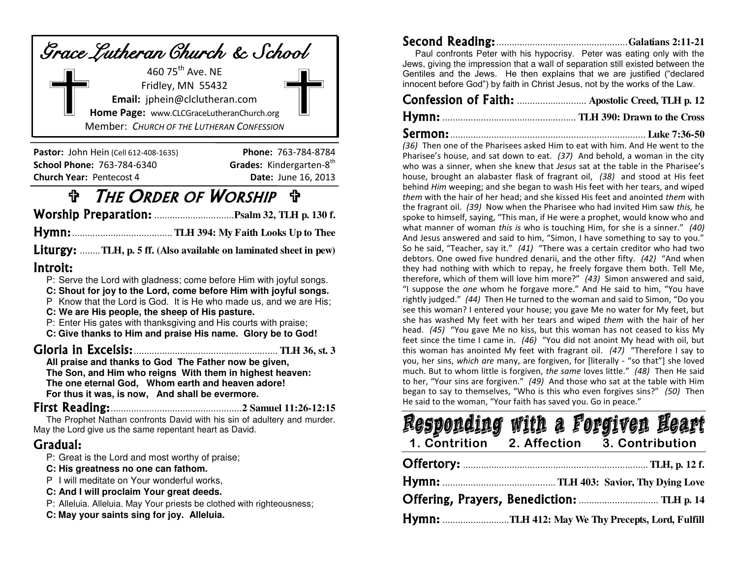# Grace Lutheran Church & School

460 75th Ave. NE
Fridley, MN 55432
**Email:** jphein@clclutheran.com
**Home Page:** www.CLCGraceLutheranChurch.org
Member: *CHURCH OF THE LUTHERAN CONFESSION*

**Pastor:** John Hein (Cell 612-408-1635) | **Phone:** 763-784-8784
**School Phone:** 763-784-6340 | **Grades:** Kindergarten-8th
**Church Year:** Pentecost 4 | **Date:** June 16, 2013

## ✞ THE ORDER OF WORSHIP ✞

**Worship Preparation:** ............................... **Psalm 32, TLH p. 130 f.**

**Hymn:** ....................................... **TLH 394: My Faith Looks Up to Thee**

**Liturgy:** ........ **TLH, p. 5 ff. (Also available on laminated sheet in pew)**

### Introit:

P: Serve the Lord with gladness; come before Him with joyful songs.
**C: Shout for joy to the Lord, come before Him with joyful songs.**
P Know that the Lord is God. It is He who made us, and we are His;
**C: We are His people, the sheep of His pasture.**
P: Enter His gates with thanksgiving and His courts with praise;
**C: Give thanks to Him and praise His name. Glory be to God!**

**Gloria in Excelsis:** ....................................................... **TLH 36, st. 3**

**All praise and thanks to God The Father now be given,**
**The Son, and Him who reigns With them in highest heaven:**
**The one eternal God, Whom earth and heaven adore!**
**For thus it was, is now, And shall be evermore.**

**First Reading:** .................................................. **2 Samuel 11:26-12:15**

The Prophet Nathan confronts David with his sin of adultery and murder. May the Lord give us the same repentant heart as David.

### Gradual:

P: Great is the Lord and most worthy of praise;
**C: His greatness no one can fathom.**
P I will meditate on Your wonderful works,
**C: And I will proclaim Your great deeds.**
P: Alleluia. Alleluia. May Your priests be clothed with righteousness;
**C: May your saints sing for joy. Alleluia.**

**Second Reading:** .................................................. **Galatians 2:11-21**

Paul confronts Peter with his hypocrisy. Peter was eating only with the Jews, giving the impression that a wall of separation still existed between the Gentiles and the Jews. He then explains that we are justified ("declared innocent before God") by faith in Christ Jesus, not by the works of the Law.

**Confession of Faith:** .......................... **Apostolic Creed, TLH p. 12**

**Hymn:** .................................................. **TLH 390: Drawn to the Cross**

**Sermon:** ........................................................................... **Luke 7:36-50**

*(36)* Then one of the Pharisees asked Him to eat with him. And He went to the Pharisee's house, and sat down to eat. *(37)* And behold, a woman in the city who was a sinner, when she knew that *Jesus* sat at the table in the Pharisee's house, brought an alabaster flask of fragrant oil, *(38)* and stood at His feet behind *Him* weeping; and she began to wash His feet with her tears, and wiped *them* with the hair of her head; and she kissed His feet and anointed *them* with the fragrant oil. *(39)* Now when the Pharisee who had invited Him saw *this,* he spoke to himself, saying, "This man, if He were a prophet, would know who and what manner of woman *this is* who is touching Him, for she is a sinner." *(40)* And Jesus answered and said to him, "Simon, I have something to say to you." So he said, "Teacher, say it." *(41)* "There was a certain creditor who had two debtors. One owed five hundred denarii, and the other fifty. *(42)* "And when they had nothing with which to repay, he freely forgave them both. Tell Me, therefore, which of them will love him more?" *(43)* Simon answered and said, "I suppose the *one* whom he forgave more." And He said to him, "You have rightly judged." *(44)* Then He turned to the woman and said to Simon, "Do you see this woman? I entered your house; you gave Me no water for My feet, but she has washed My feet with her tears and wiped *them* with the hair of her head. *(45)* "You gave Me no kiss, but this woman has not ceased to kiss My feet since the time I came in. *(46)* "You did not anoint My head with oil, but this woman has anointed My feet with fragrant oil. *(47)* "Therefore I say to you, her sins, *which are* many, are forgiven, for [literally - "so that"] she loved much. But to whom little is forgiven, *the same* loves little." *(48)* Then He said to her, "Your sins are forgiven." *(49)* And those who sat at the table with Him began to say to themselves, "Who is this who even forgives sins?" *(50)* Then He said to the woman, "Your faith has saved you. Go in peace."

## Responding with a Forgiven Heart

**1. Contrition 2. Affection 3. Contribution**

**Offertory:** ....................................................................... **TLH, p. 12 f.**

**Hymn:** ........................................... **TLH 403: Savior, Thy Dying Love**

**Offering, Prayers, Benediction:** .............................. **TLH p. 14**

**Hymn:** .......................... **TLH 412: May We Thy Precepts, Lord, Fulfill**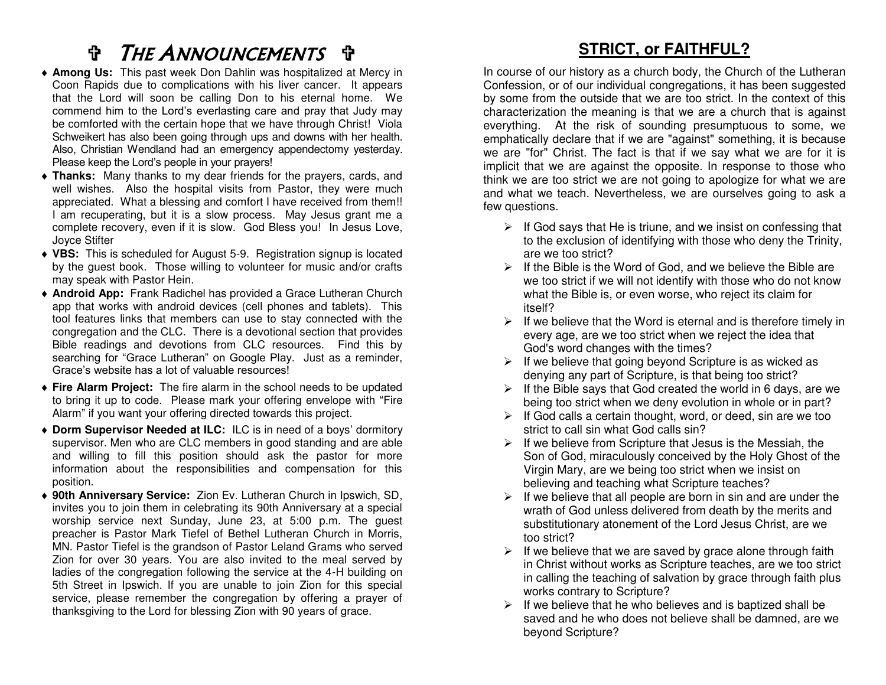# ✞ *The Announcements* ✞

- **Among Us:** This past week Don Dahlin was hospitalized at Mercy in Coon Rapids due to complications with his liver cancer. It appears that the Lord will soon be calling Don to his eternal home. We commend him to the Lord's everlasting care and pray that Judy may be comforted with the certain hope that we have through Christ! Viola Schweikert has also been going through ups and downs with her health. Also, Christian Wendland had an emergency appendectomy yesterday. Please keep the Lord's people in your prayers!
- **Thanks:** Many thanks to my dear friends for the prayers, cards, and well wishes. Also the hospital visits from Pastor, they were much appreciated. What a blessing and comfort I have received from them!! I am recuperating, but it is a slow process. May Jesus grant me a complete recovery, even if it is slow. God Bless you! In Jesus Love, Joyce Stifter
- **VBS:** This is scheduled for August 5-9. Registration signup is located by the guest book. Those willing to volunteer for music and/or crafts may speak with Pastor Hein.
- **Android App:** Frank Radichel has provided a Grace Lutheran Church app that works with android devices (cell phones and tablets). This tool features links that members can use to stay connected with the congregation and the CLC. There is a devotional section that provides Bible readings and devotions from CLC resources. Find this by searching for "Grace Lutheran" on Google Play. Just as a reminder, Grace's website has a lot of valuable resources!
- **Fire Alarm Project:** The fire alarm in the school needs to be updated to bring it up to code. Please mark your offering envelope with "Fire Alarm" if you want your offering directed towards this project.
- **Dorm Supervisor Needed at ILC:** ILC is in need of a boys' dormitory supervisor. Men who are CLC members in good standing and are able and willing to fill this position should ask the pastor for more information about the responsibilities and compensation for this position.
- **90th Anniversary Service:** Zion Ev. Lutheran Church in Ipswich, SD, invites you to join them in celebrating its 90th Anniversary at a special worship service next Sunday, June 23, at 5:00 p.m. The guest preacher is Pastor Mark Tiefel of Bethel Lutheran Church in Morris, MN. Pastor Tiefel is the grandson of Pastor Leland Grams who served Zion for over 30 years. You are also invited to the meal served by ladies of the congregation following the service at the 4-H building on 5th Street in Ipswich. If you are unable to join Zion for this special service, please remember the congregation by offering a prayer of thanksgiving to the Lord for blessing Zion with 90 years of grace.

## STRICT, or FAITHFUL?

In course of our history as a church body, the Church of the Lutheran Confession, or of our individual congregations, it has been suggested by some from the outside that we are too strict. In the context of this characterization the meaning is that we are a church that is against everything. At the risk of sounding presumptuous to some, we emphatically declare that if we are "against" something, it is because we are "for" Christ. The fact is that if we say what we are for it is implicit that we are against the opposite. In response to those who think we are too strict we are not going to apologize for what we are and what we teach. Nevertheless, we are ourselves going to ask a few questions.

- If God says that He is triune, and we insist on confessing that to the exclusion of identifying with those who deny the Trinity, are we too strict?
- If the Bible is the Word of God, and we believe the Bible are we too strict if we will not identify with those who do not know what the Bible is, or even worse, who reject its claim for itself?
- If we believe that the Word is eternal and is therefore timely in every age, are we too strict when we reject the idea that God's word changes with the times?
- If we believe that going beyond Scripture is as wicked as denying any part of Scripture, is that being too strict?
- If the Bible says that God created the world in 6 days, are we being too strict when we deny evolution in whole or in part?
- If God calls a certain thought, word, or deed, sin are we too strict to call sin what God calls sin?
- If we believe from Scripture that Jesus is the Messiah, the Son of God, miraculously conceived by the Holy Ghost of the Virgin Mary, are we being too strict when we insist on believing and teaching what Scripture teaches?
- If we believe that all people are born in sin and are under the wrath of God unless delivered from death by the merits and substitutionary atonement of the Lord Jesus Christ, are we too strict?
- If we believe that we are saved by grace alone through faith in Christ without works as Scripture teaches, are we too strict in calling the teaching of salvation by grace through faith plus works contrary to Scripture?
- If we believe that he who believes and is baptized shall be saved and he who does not believe shall be damned, are we beyond Scripture?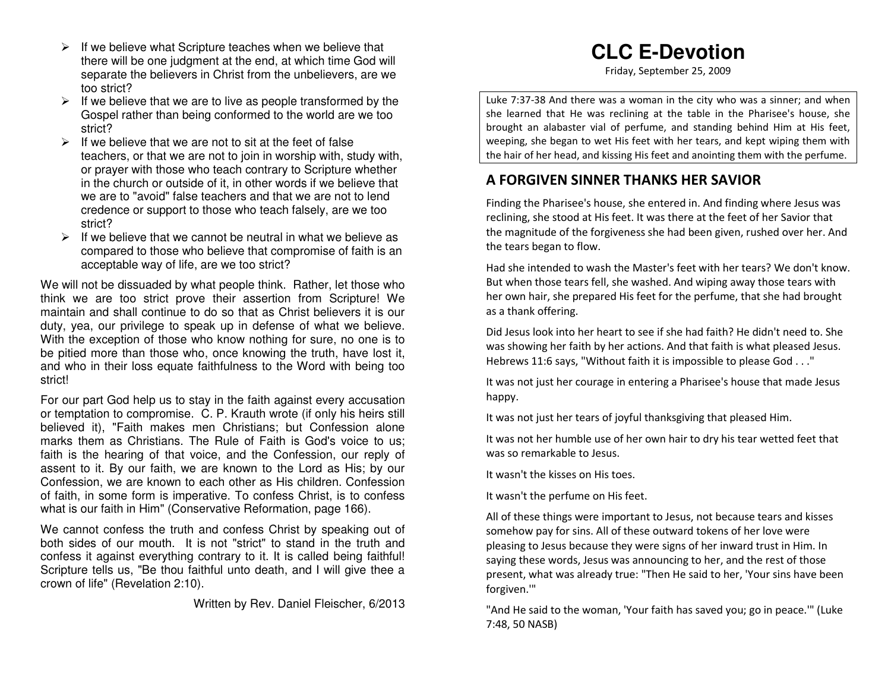- If we believe what Scripture teaches when we believe that there will be one judgment at the end, at which time God will separate the believers in Christ from the unbelievers, are we too strict?
- If we believe that we are to live as people transformed by the Gospel rather than being conformed to the world are we too strict?
- If we believe that we are not to sit at the feet of false teachers, or that we are not to join in worship with, study with, or prayer with those who teach contrary to Scripture whether in the church or outside of it, in other words if we believe that we are to "avoid" false teachers and that we are not to lend credence or support to those who teach falsely, are we too strict?
- If we believe that we cannot be neutral in what we believe as compared to those who believe that compromise of faith is an acceptable way of life, are we too strict?

We will not be dissuaded by what people think. Rather, let those who think we are too strict prove their assertion from Scripture! We maintain and shall continue to do so that as Christ believers it is our duty, yea, our privilege to speak up in defense of what we believe. With the exception of those who know nothing for sure, no one is to be pitied more than those who, once knowing the truth, have lost it, and who in their loss equate faithfulness to the Word with being too strict!

For our part God help us to stay in the faith against every accusation or temptation to compromise. C. P. Krauth wrote (if only his heirs still believed it), "Faith makes men Christians; but Confession alone marks them as Christians. The Rule of Faith is God's voice to us; faith is the hearing of that voice, and the Confession, our reply of assent to it. By our faith, we are known to the Lord as His; by our Confession, we are known to each other as His children. Confession of faith, in some form is imperative. To confess Christ, is to confess what is our faith in Him" (Conservative Reformation, page 166).

We cannot confess the truth and confess Christ by speaking out of both sides of our mouth. It is not "strict" to stand in the truth and confess it against everything contrary to it. It is called being faithful! Scripture tells us, "Be thou faithful unto death, and I will give thee a crown of life" (Revelation 2:10).

Written by Rev. Daniel Fleischer, 6/2013

# CLC E-Devotion

Friday, September 25, 2009

Luke 7:37-38 And there was a woman in the city who was a sinner; and when she learned that He was reclining at the table in the Pharisee's house, she brought an alabaster vial of perfume, and standing behind Him at His feet, weeping, she began to wet His feet with her tears, and kept wiping them with the hair of her head, and kissing His feet and anointing them with the perfume.

## A FORGIVEN SINNER THANKS HER SAVIOR

Finding the Pharisee's house, she entered in. And finding where Jesus was reclining, she stood at His feet. It was there at the feet of her Savior that the magnitude of the forgiveness she had been given, rushed over her. And the tears began to flow.

Had she intended to wash the Master's feet with her tears? We don't know. But when those tears fell, she washed. And wiping away those tears with her own hair, she prepared His feet for the perfume, that she had brought as a thank offering.

Did Jesus look into her heart to see if she had faith? He didn't need to. She was showing her faith by her actions. And that faith is what pleased Jesus. Hebrews 11:6 says, "Without faith it is impossible to please God . . ."

It was not just her courage in entering a Pharisee's house that made Jesus happy.

It was not just her tears of joyful thanksgiving that pleased Him.

It was not her humble use of her own hair to dry his tear wetted feet that was so remarkable to Jesus.

It wasn't the kisses on His toes.

It wasn't the perfume on His feet.

All of these things were important to Jesus, not because tears and kisses somehow pay for sins. All of these outward tokens of her love were pleasing to Jesus because they were signs of her inward trust in Him. In saying these words, Jesus was announcing to her, and the rest of those present, what was already true: "Then He said to her, 'Your sins have been forgiven.'"

"And He said to the woman, 'Your faith has saved you; go in peace.'" (Luke 7:48, 50 NASB)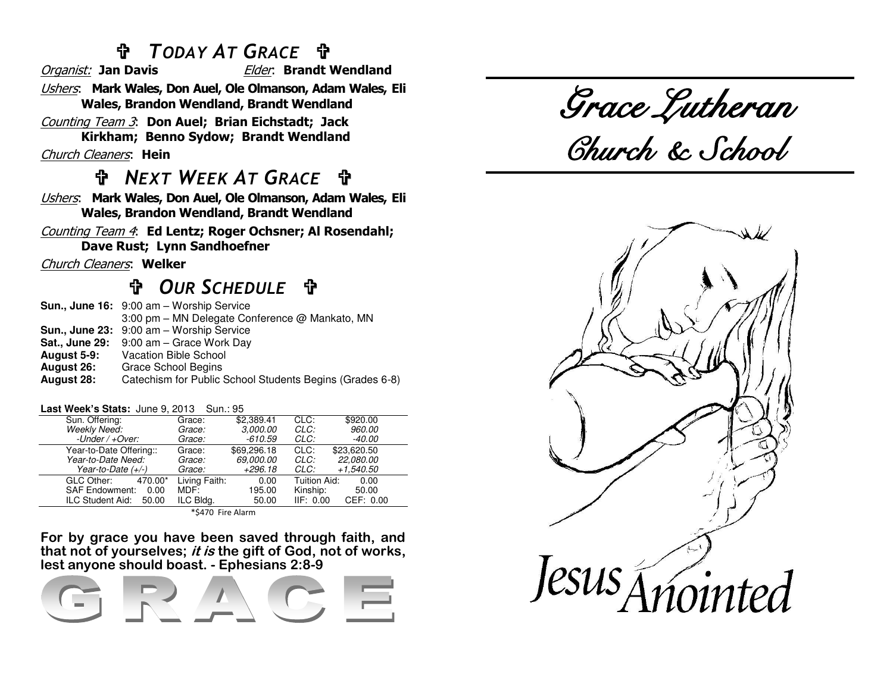## ✞ TODAY AT GRACE ✞

*Organist:* **Jan Davis** *Elder*: **Brandt Wendland**

*Ushers*: **Mark Wales, Don Auel, Ole Olmanson, Adam Wales, Eli Wales, Brandon Wendland, Brandt Wendland**

*Counting Team 3*: **Don Auel; Brian Eichstadt; Jack Kirkham; Benno Sydow; Brandt Wendland**

*Church Cleaners*: **Hein**

## ✞ NEXT WEEK AT GRACE ✞

*Ushers*: **Mark Wales, Don Auel, Ole Olmanson, Adam Wales, Eli Wales, Brandon Wendland, Brandt Wendland**

*Counting Team 4*: **Ed Lentz; Roger Ochsner; Al Rosendahl; Dave Rust; Lynn Sandhoefner**

*Church Cleaners*: **Welker**

## ✞ OUR SCHEDULE ✞

| | |
|---|---|
| **Sun., June 16:** | 9:00 am – Worship Service |
| | 3:00 pm – MN Delegate Conference @ Mankato, MN |
| **Sun., June 23:** | 9:00 am – Worship Service |
| **Sat., June 29:** | 9:00 am – Grace Work Day |
| **August 5-9:** | Vacation Bible School |
| **August 26:** | Grace School Begins |
| **August 28:** | Catechism for Public School Students Begins (Grades 6-8) |

**Last Week's Stats:** June 9, 2013 Sun.: 95

| | | | | | |
|---|---|---|---|---|---|
| Sun. Offering: | | Grace: | $2,389.41 | CLC: | $920.00 |
| *Weekly Need:* | | *Grace:* | *3,000.00* | *CLC:* | *960.00* |
| *-Under / +Over:* | | *Grace:* | *-610.59* | *CLC:* | *-40.00* |
| Year-to-Date Offering:: | | Grace: | $69,296.18 | CLC: | $23,620.50 |
| *Year-to-Date Need:* | | *Grace:* | *69,000.00* | *CLC:* | *22,080.00* |
| *Year-to-Date (+/-)* | | *Grace:* | *+296.18* | *CLC:* | *+1,540.50* |
| GLC Other: | 470.00* | Living Faith: | 0.00 | Tuition Aid: | 0.00 |
| SAF Endowment: | 0.00 | MDF: | 195.00 | Kinship: | 50.00 |
| ILC Student Aid: | 50.00 | ILC Bldg. | 50.00 | IIF: 0.00 | CEF: 0.00 |

*$470 Fire Alarm

**For by grace you have been saved through faith, and that not of yourselves; *it is* the gift of God, not of works, lest anyone should boast. - Ephesians 2:8-9**

GRACE

# Grace Lutheran Church & School

Jesus Anointed